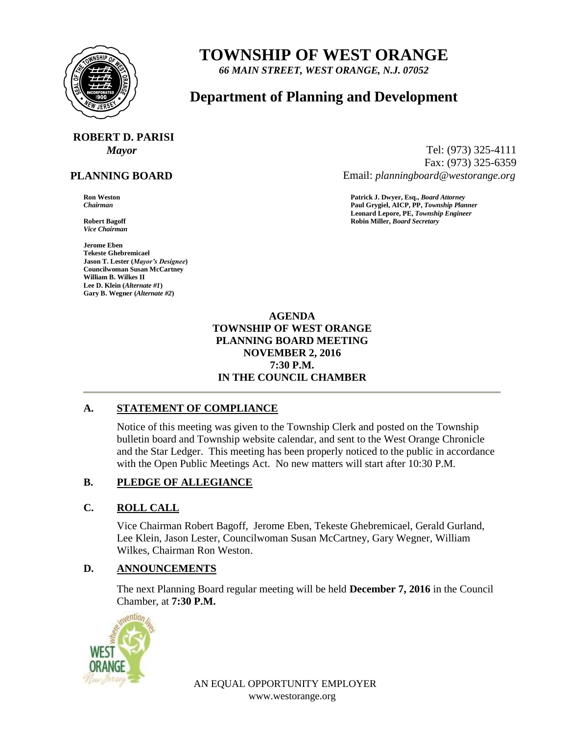# TOWNSHIP OF WEST ORANGE

*66 MAIN STREET, WEST ORANGE, N.J. 07052*

## Department of Planning and Development

**ROBERT D. PARISI**
*Mayor*

Tel: (973) 325-4111
Fax: (973) 325-6359
Email: *planningboard@westorange.org*

**PLANNING BOARD**

**Ron Weston**
*Chairman*

**Robert Bagoff**
*Vice Chairman*

**Jerome Eben**
**Tekeste Ghebremicael**
**Jason T. Lester (*Mayor's Designee*)**
**Councilwoman Susan McCartney**
**William B. Wilkes II**
**Lee D. Klein (*Alternate #1*)**
**Gary B. Wegner (*Alternate #2*)**

**Patrick J. Dwyer, Esq., *Board Attorney***
**Paul Grygiel, AICP, PP, *Township Planner***
**Leonard Lepore, PE, *Township Engineer***
**Robin Miller, *Board Secretary***

**AGENDA**
**TOWNSHIP OF WEST ORANGE**
**PLANNING BOARD MEETING**
**NOVEMBER 2, 2016**
**7:30 P.M.**
**IN THE COUNCIL CHAMBER**

---

## A. STATEMENT OF COMPLIANCE

Notice of this meeting was given to the Township Clerk and posted on the Township bulletin board and Township website calendar, and sent to the West Orange Chronicle and the Star Ledger. This meeting has been properly noticed to the public in accordance with the Open Public Meetings Act. No new matters will start after 10:30 P.M.

## B. PLEDGE OF ALLEGIANCE

## C. ROLL CALL

Vice Chairman Robert Bagoff, Jerome Eben, Tekeste Ghebremicael, Gerald Gurland, Lee Klein, Jason Lester, Councilwoman Susan McCartney, Gary Wegner, William Wilkes, Chairman Ron Weston.

## D. ANNOUNCEMENTS

The next Planning Board regular meeting will be held **December 7, 2016** in the Council Chamber, at **7:30 P.M.**

AN EQUAL OPPORTUNITY EMPLOYER
www.westorange.org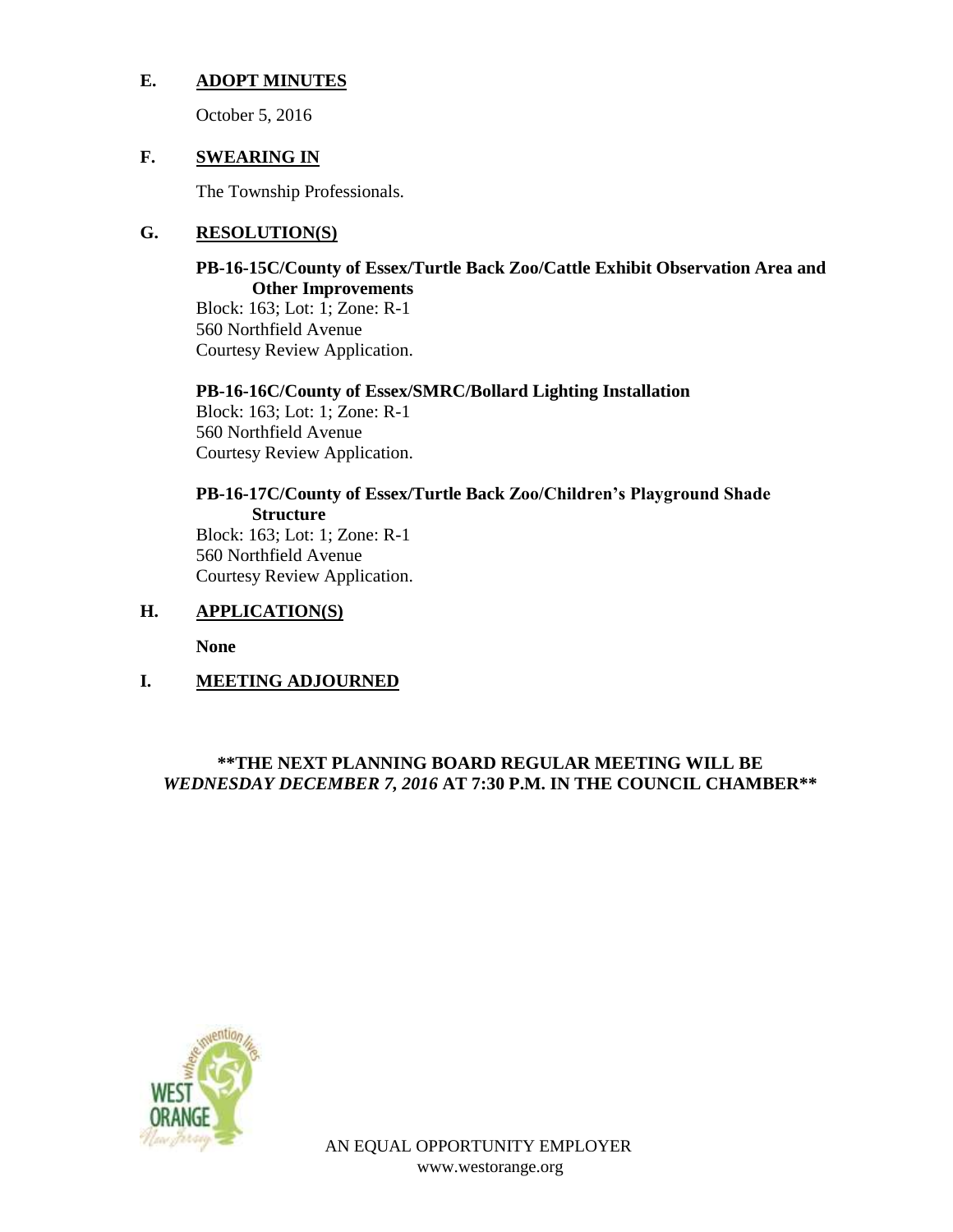## E. ADOPT MINUTES

October 5, 2016

## F. SWEARING IN

The Township Professionals.

## G. RESOLUTION(S)

**PB-16-15C/County of Essex/Turtle Back Zoo/Cattle Exhibit Observation Area and Other Improvements**
Block: 163; Lot: 1; Zone: R-1
560 Northfield Avenue
Courtesy Review Application.

**PB-16-16C/County of Essex/SMRC/Bollard Lighting Installation**
Block: 163; Lot: 1; Zone: R-1
560 Northfield Avenue
Courtesy Review Application.

**PB-16-17C/County of Essex/Turtle Back Zoo/Children's Playground Shade Structure**
Block: 163; Lot: 1; Zone: R-1
560 Northfield Avenue
Courtesy Review Application.

## H. APPLICATION(S)

**None**

## I. MEETING ADJOURNED

**\*\*THE NEXT PLANNING BOARD REGULAR MEETING WILL BE *WEDNESDAY DECEMBER 7, 2016* AT 7:30 P.M. IN THE COUNCIL CHAMBER\*\***

AN EQUAL OPPORTUNITY EMPLOYER
www.westorange.org